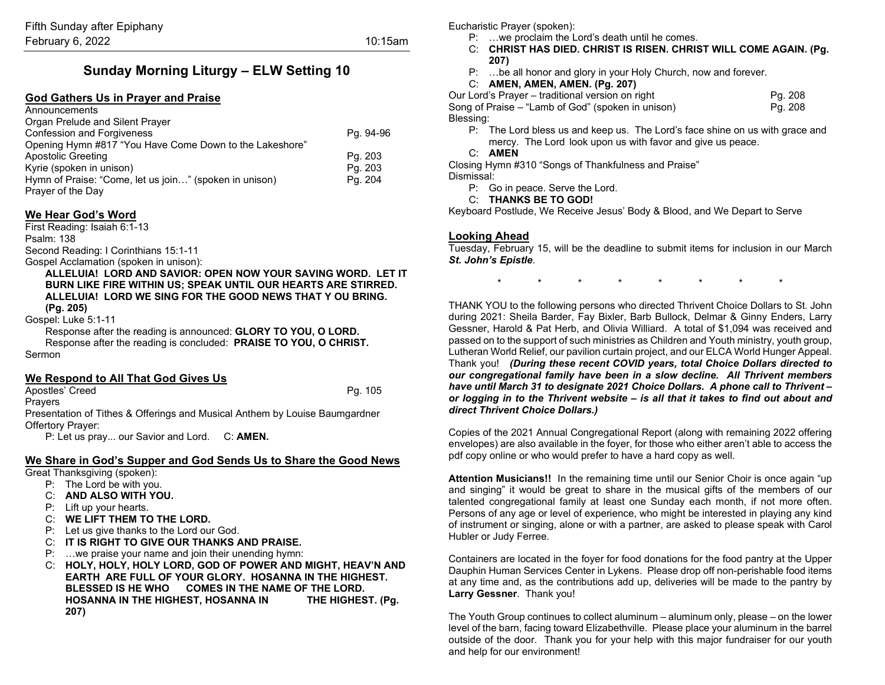Fifth Sunday after Epiphany
February 6, 2022 10:15am

# Sunday Morning Liturgy – ELW Setting 10

## God Gathers Us in Prayer and Praise

Announcements
Organ Prelude and Silent Prayer
Confession and Forgiveness Pg. 94-96
Opening Hymn #817 "You Have Come Down to the Lakeshore"
Apostolic Greeting Pg. 203
Kyrie (spoken in unison) Pg. 203
Hymn of Praise: "Come, let us join…" (spoken in unison) Pg. 204
Prayer of the Day

## We Hear God's Word

First Reading: Isaiah 6:1-13
Psalm: 138
Second Reading: I Corinthians 15:1-11
Gospel Acclamation (spoken in unison):

**ALLELUIA! LORD AND SAVIOR: OPEN NOW YOUR SAVING WORD. LET IT BURN LIKE FIRE WITHIN US; SPEAK UNTIL OUR HEARTS ARE STIRRED. ALLELUIA! LORD WE SING FOR THE GOOD NEWS THAT Y OU BRING. (Pg. 205)**

Gospel: Luke 5:1-11

Response after the reading is announced: **GLORY TO YOU, O LORD.**
Response after the reading is concluded: **PRAISE TO YOU, O CHRIST.**

Sermon

## We Respond to All That God Gives Us

Apostles' Creed Pg. 105
Prayers
Presentation of Tithes & Offerings and Musical Anthem by Louise Baumgardner
Offertory Prayer:

P: Let us pray... our Savior and Lord. C: **AMEN.**

## We Share in God's Supper and God Sends Us to Share the Good News

Great Thanksgiving (spoken):

P: The Lord be with you.
C: **AND ALSO WITH YOU.**
P: Lift up your hearts.
C: **WE LIFT THEM TO THE LORD.**
P: Let us give thanks to the Lord our God.
C: **IT IS RIGHT TO GIVE OUR THANKS AND PRAISE.**
P: …we praise your name and join their unending hymn:
C: **HOLY, HOLY, HOLY LORD, GOD OF POWER AND MIGHT, HEAV'N AND EARTH ARE FULL OF YOUR GLORY. HOSANNA IN THE HIGHEST. BLESSED IS HE WHO COMES IN THE NAME OF THE LORD. HOSANNA IN THE HIGHEST, HOSANNA IN THE HIGHEST. (Pg. 207)**

Eucharistic Prayer (spoken):

P: …we proclaim the Lord's death until he comes.
C: **CHRIST HAS DIED. CHRIST IS RISEN. CHRIST WILL COME AGAIN. (Pg. 207)**
P: …be all honor and glory in your Holy Church, now and forever.
C: **AMEN, AMEN, AMEN. (Pg. 207)**

Our Lord's Prayer – traditional version on right Pg. 208
Song of Praise – "Lamb of God" (spoken in unison) Pg. 208
Blessing:

P: The Lord bless us and keep us. The Lord's face shine on us with grace and mercy. The Lord look upon us with favor and give us peace.
C: **AMEN**

Closing Hymn #310 "Songs of Thankfulness and Praise"
Dismissal:

P: Go in peace. Serve the Lord.
C: **THANKS BE TO GOD!**

Keyboard Postlude, We Receive Jesus' Body & Blood, and We Depart to Serve

## Looking Ahead

Tuesday, February 15, will be the deadline to submit items for inclusion in our March ***St. John's Epistle***.

\* \* \* \* \* \* \* \*

THANK YOU to the following persons who directed Thrivent Choice Dollars to St. John during 2021: Sheila Barder, Fay Bixler, Barb Bullock, Delmar & Ginny Enders, Larry Gessner, Harold & Pat Herb, and Olivia Williard. A total of $1,094 was received and passed on to the support of such ministries as Children and Youth ministry, youth group, Lutheran World Relief, our pavilion curtain project, and our ELCA World Hunger Appeal. Thank you! ***(During these recent COVID years, total Choice Dollars directed to our congregational family have been in a slow decline. All Thrivent members have until March 31 to designate 2021 Choice Dollars. A phone call to Thrivent – or logging in to the Thrivent website – is all that it takes to find out about and direct Thrivent Choice Dollars.)***

Copies of the 2021 Annual Congregational Report (along with remaining 2022 offering envelopes) are also available in the foyer, for those who either aren't able to access the pdf copy online or who would prefer to have a hard copy as well.

**Attention Musicians!!** In the remaining time until our Senior Choir is once again "up and singing" it would be great to share in the musical gifts of the members of our talented congregational family at least one Sunday each month, if not more often. Persons of any age or level of experience, who might be interested in playing any kind of instrument or singing, alone or with a partner, are asked to please speak with Carol Hubler or Judy Ferree.

Containers are located in the foyer for food donations for the food pantry at the Upper Dauphin Human Services Center in Lykens. Please drop off non-perishable food items at any time and, as the contributions add up, deliveries will be made to the pantry by **Larry Gessner**. Thank you!

The Youth Group continues to collect aluminum – aluminum only, please – on the lower level of the barn, facing toward Elizabethville. Please place your aluminum in the barrel outside of the door. Thank you for your help with this major fundraiser for our youth and help for our environment!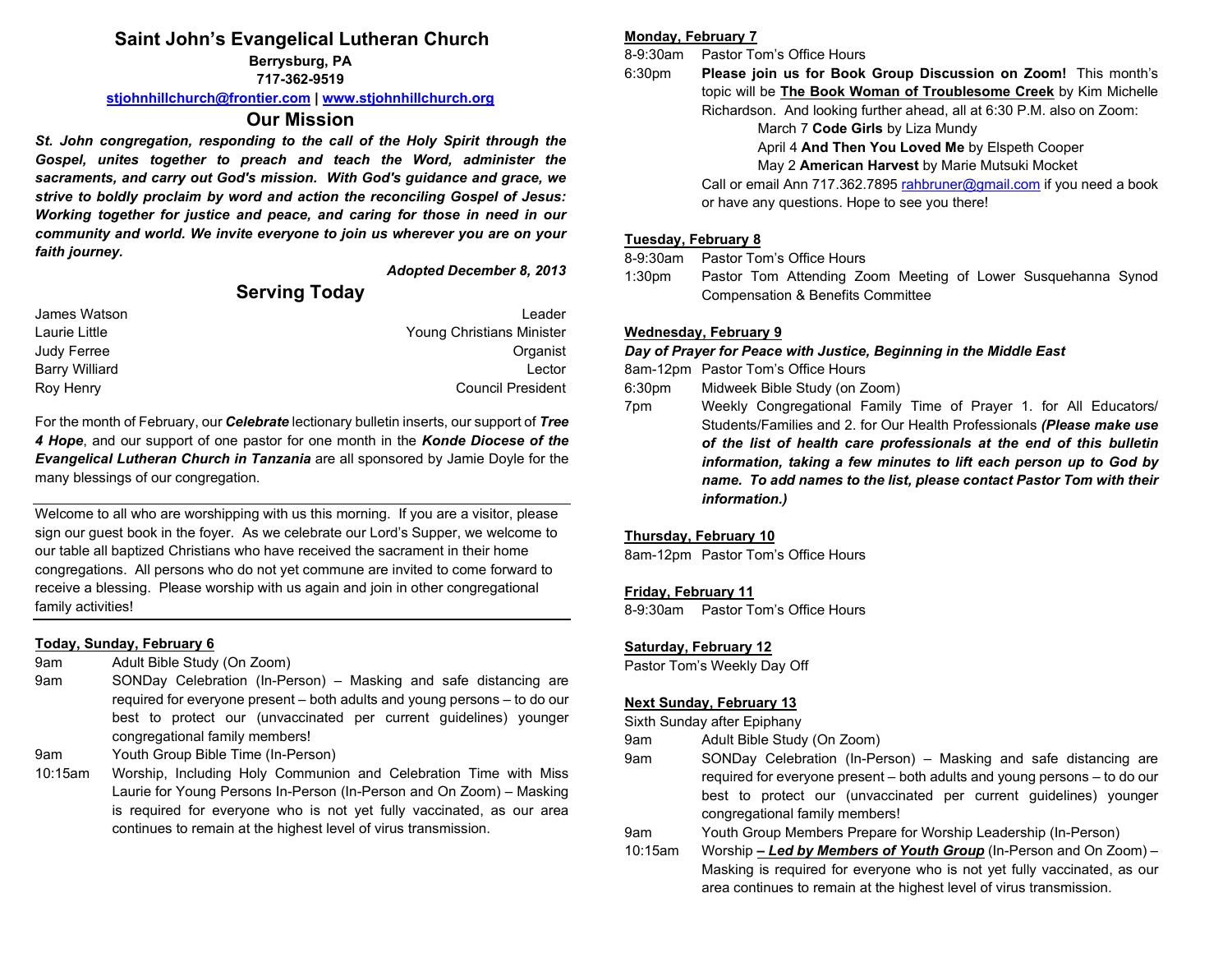# Saint John's Evangelical Lutheran Church

**Berrysburg, PA**
**717-362-9519**

**stjohnhillchurch@frontier.com | www.stjohnhillchurch.org**

## Our Mission

***St. John congregation, responding to the call of the Holy Spirit through the Gospel, unites together to preach and teach the Word, administer the sacraments, and carry out God's mission. With God's guidance and grace, we strive to boldly proclaim by word and action the reconciling Gospel of Jesus: Working together for justice and peace, and caring for those in need in our community and world. We invite everyone to join us wherever you are on your faith journey.***

***Adopted December 8, 2013***

## Serving Today

| | |
|---|---|
| James Watson | Leader |
| Laurie Little | Young Christians Minister |
| Judy Ferree | Organist |
| Barry Williard | Lector |
| Roy Henry | Council President |

For the month of February, our ***Celebrate*** lectionary bulletin inserts, our support of ***Tree 4 Hope***, and our support of one pastor for one month in the ***Konde Diocese of the Evangelical Lutheran Church in Tanzania*** are all sponsored by Jamie Doyle for the many blessings of our congregation.

---

Welcome to all who are worshipping with us this morning. If you are a visitor, please sign our guest book in the foyer. As we celebrate our Lord's Supper, we welcome to our table all baptized Christians who have received the sacrament in their home congregations. All persons who do not yet commune are invited to come forward to receive a blessing. Please worship with us again and join in other congregational family activities!

---

**Today, Sunday, February 6**

9am Adult Bible Study (On Zoom)

9am SONDay Celebration (In-Person) – Masking and safe distancing are required for everyone present – both adults and young persons – to do our best to protect our (unvaccinated per current guidelines) younger congregational family members!

9am Youth Group Bible Time (In-Person)

10:15am Worship, Including Holy Communion and Celebration Time with Miss Laurie for Young Persons In-Person (In-Person and On Zoom) – Masking is required for everyone who is not yet fully vaccinated, as our area continues to remain at the highest level of virus transmission.

**Monday, February 7**

8-9:30am Pastor Tom's Office Hours

6:30pm **Please join us for Book Group Discussion on Zoom!** This month's topic will be **The Book Woman of Troublesome Creek** by Kim Michelle Richardson. And looking further ahead, all at 6:30 P.M. also on Zoom:

March 7 **Code Girls** by Liza Mundy
April 4 **And Then You Loved Me** by Elspeth Cooper
May 2 **American Harvest** by Marie Mutsuki Mocket

Call or email Ann 717.362.7895 rahbruner@gmail.com if you need a book or have any questions. Hope to see you there!

**Tuesday, February 8**

8-9:30am Pastor Tom's Office Hours

1:30pm Pastor Tom Attending Zoom Meeting of Lower Susquehanna Synod Compensation & Benefits Committee

**Wednesday, February 9**

***Day of Prayer for Peace with Justice, Beginning in the Middle East***

8am-12pm Pastor Tom's Office Hours

6:30pm Midweek Bible Study (on Zoom)

7pm Weekly Congregational Family Time of Prayer 1. for All Educators/ Students/Families and 2. for Our Health Professionals ***(Please make use of the list of health care professionals at the end of this bulletin information, taking a few minutes to lift each person up to God by name. To add names to the list, please contact Pastor Tom with their information.)***

**Thursday, February 10**

8am-12pm Pastor Tom's Office Hours

**Friday, February 11**

8-9:30am Pastor Tom's Office Hours

**Saturday, February 12**

Pastor Tom's Weekly Day Off

**Next Sunday, February 13**

Sixth Sunday after Epiphany

9am Adult Bible Study (On Zoom)

9am SONDay Celebration (In-Person) – Masking and safe distancing are required for everyone present – both adults and young persons – to do our best to protect our (unvaccinated per current guidelines) younger congregational family members!

9am Youth Group Members Prepare for Worship Leadership (In-Person)

10:15am Worship ***– Led by Members of Youth Group*** (In-Person and On Zoom) – Masking is required for everyone who is not yet fully vaccinated, as our area continues to remain at the highest level of virus transmission.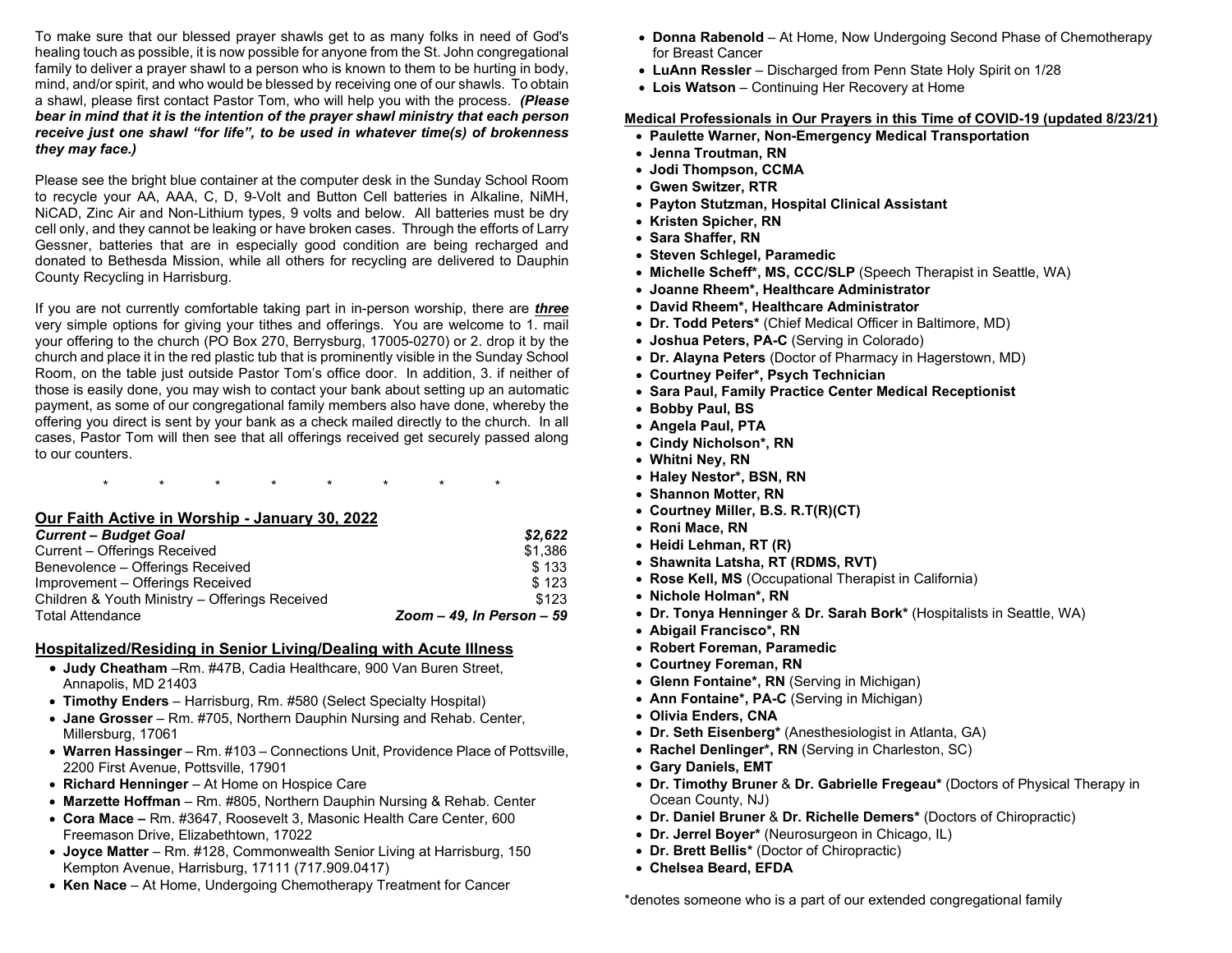To make sure that our blessed prayer shawls get to as many folks in need of God's healing touch as possible, it is now possible for anyone from the St. John congregational family to deliver a prayer shawl to a person who is known to them to be hurting in body, mind, and/or spirit, and who would be blessed by receiving one of our shawls. To obtain a shawl, please first contact Pastor Tom, who will help you with the process. ***(Please bear in mind that it is the intention of the prayer shawl ministry that each person receive just one shawl "for life", to be used in whatever time(s) of brokenness they may face.)***

Please see the bright blue container at the computer desk in the Sunday School Room to recycle your AA, AAA, C, D, 9-Volt and Button Cell batteries in Alkaline, NiMH, NiCAD, Zinc Air and Non-Lithium types, 9 volts and below. All batteries must be dry cell only, and they cannot be leaking or have broken cases. Through the efforts of Larry Gessner, batteries that are in especially good condition are being recharged and donated to Bethesda Mission, while all others for recycling are delivered to Dauphin County Recycling in Harrisburg.

If you are not currently comfortable taking part in in-person worship, there are ***three*** very simple options for giving your tithes and offerings. You are welcome to 1. mail your offering to the church (PO Box 270, Berrysburg, 17005-0270) or 2. drop it by the church and place it in the red plastic tub that is prominently visible in the Sunday School Room, on the table just outside Pastor Tom's office door. In addition, 3. if neither of those is easily done, you may wish to contact your bank about setting up an automatic payment, as some of our congregational family members also have done, whereby the offering you direct is sent by your bank as a check mailed directly to the church. In all cases, Pastor Tom will then see that all offerings received get securely passed along to our counters.

\* \* \* \* \* \* \* \*

## Our Faith Active in Worship - January 30, 2022

| | |
|---|---|
| ***Current – Budget Goal*** | ***$2,622*** |
| Current – Offerings Received | $1,386 |
| Benevolence – Offerings Received | $ 133 |
| Improvement – Offerings Received | $ 123 |
| Children & Youth Ministry – Offerings Received | $123 |
| Total Attendance | *Zoom – 49, In Person – 59* |

## Hospitalized/Residing in Senior Living/Dealing with Acute Illness

- **Judy Cheatham** –Rm. #47B, Cadia Healthcare, 900 Van Buren Street, Annapolis, MD 21403
- **Timothy Enders** – Harrisburg, Rm. #580 (Select Specialty Hospital)
- **Jane Grosser** – Rm. #705, Northern Dauphin Nursing and Rehab. Center, Millersburg, 17061
- **Warren Hassinger** – Rm. #103 – Connections Unit, Providence Place of Pottsville, 2200 First Avenue, Pottsville, 17901
- **Richard Henninger** – At Home on Hospice Care
- **Marzette Hoffman** – Rm. #805, Northern Dauphin Nursing & Rehab. Center
- **Cora Mace –** Rm. #3647, Roosevelt 3, Masonic Health Care Center, 600 Freemason Drive, Elizabethtown, 17022
- **Joyce Matter** – Rm. #128, Commonwealth Senior Living at Harrisburg, 150 Kempton Avenue, Harrisburg, 17111 (717.909.0417)
- **Ken Nace** – At Home, Undergoing Chemotherapy Treatment for Cancer
- **Donna Rabenold** – At Home, Now Undergoing Second Phase of Chemotherapy for Breast Cancer
- **LuAnn Ressler** – Discharged from Penn State Holy Spirit on 1/28
- **Lois Watson** – Continuing Her Recovery at Home

## Medical Professionals in Our Prayers in this Time of COVID-19 (updated 8/23/21)

- **Paulette Warner, Non-Emergency Medical Transportation**
- **Jenna Troutman, RN**
- **Jodi Thompson, CCMA**
- **Gwen Switzer, RTR**
- **Payton Stutzman, Hospital Clinical Assistant**
- **Kristen Spicher, RN**
- **Sara Shaffer, RN**
- **Steven Schlegel, Paramedic**
- **Michelle Scheff\*, MS, CCC/SLP** (Speech Therapist in Seattle, WA)
- **Joanne Rheem\*, Healthcare Administrator**
- **David Rheem\*, Healthcare Administrator**
- **Dr. Todd Peters\*** (Chief Medical Officer in Baltimore, MD)
- **Joshua Peters, PA-C** (Serving in Colorado)
- **Dr. Alayna Peters** (Doctor of Pharmacy in Hagerstown, MD)
- **Courtney Peifer\*, Psych Technician**
- **Sara Paul, Family Practice Center Medical Receptionist**
- **Bobby Paul, BS**
- **Angela Paul, PTA**
- **Cindy Nicholson\*, RN**
- **Whitni Ney, RN**
- **Haley Nestor\*, BSN, RN**
- **Shannon Motter, RN**
- **Courtney Miller, B.S. R.T(R)(CT)**
- **Roni Mace, RN**
- **Heidi Lehman, RT (R)**
- **Shawnita Latsha, RT (RDMS, RVT)**
- **Rose Kell, MS** (Occupational Therapist in California)
- **Nichole Holman\*, RN**
- **Dr. Tonya Henninger** & **Dr. Sarah Bork\*** (Hospitalists in Seattle, WA)
- **Abigail Francisco\*, RN**
- **Robert Foreman, Paramedic**
- **Courtney Foreman, RN**
- **Glenn Fontaine\*, RN** (Serving in Michigan)
- **Ann Fontaine\*, PA-C** (Serving in Michigan)
- **Olivia Enders, CNA**
- **Dr. Seth Eisenberg\*** (Anesthesiologist in Atlanta, GA)
- **Rachel Denlinger\*, RN** (Serving in Charleston, SC)
- **Gary Daniels, EMT**
- **Dr. Timothy Bruner** & **Dr. Gabrielle Fregeau\*** (Doctors of Physical Therapy in Ocean County, NJ)
- **Dr. Daniel Bruner** & **Dr. Richelle Demers\*** (Doctors of Chiropractic)
- **Dr. Jerrel Boyer\*** (Neurosurgeon in Chicago, IL)
- **Dr. Brett Bellis\*** (Doctor of Chiropractic)
- **Chelsea Beard, EFDA**

\*denotes someone who is a part of our extended congregational family